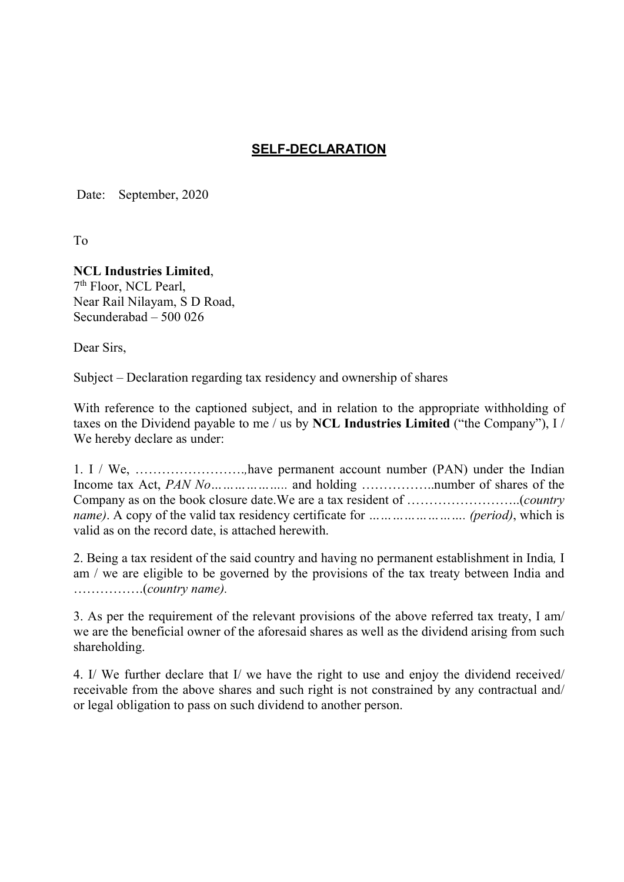## **SELF-DECLARATION**

Date: September, 2020

To

**NCL Industries Limited**,
7th Floor, NCL Pearl,
Near Rail Nilayam, S D Road,
Secunderabad – 500 026

Dear Sirs,

Subject – Declaration regarding tax residency and ownership of shares

With reference to the captioned subject, and in relation to the appropriate withholding of taxes on the Dividend payable to me / us by **NCL Industries Limited** ("the Company"), I / We hereby declare as under:

1. I / We, …………………….,have permanent account number (PAN) under the Indian Income tax Act, *PAN No………………..* and holding ……………..number of shares of the Company as on the book closure date.We are a tax resident of ……………………..(*country name)*. A copy of the valid tax residency certificate for *…………………… (period)*, which is valid as on the record date, is attached herewith.

2. Being a tax resident of the said country and having no permanent establishment in India*,* I am / we are eligible to be governed by the provisions of the tax treaty between India and …………….(*country name).*

3. As per the requirement of the relevant provisions of the above referred tax treaty, I am/ we are the beneficial owner of the aforesaid shares as well as the dividend arising from such shareholding.

4. I/ We further declare that I/ we have the right to use and enjoy the dividend received/ receivable from the above shares and such right is not constrained by any contractual and/ or legal obligation to pass on such dividend to another person.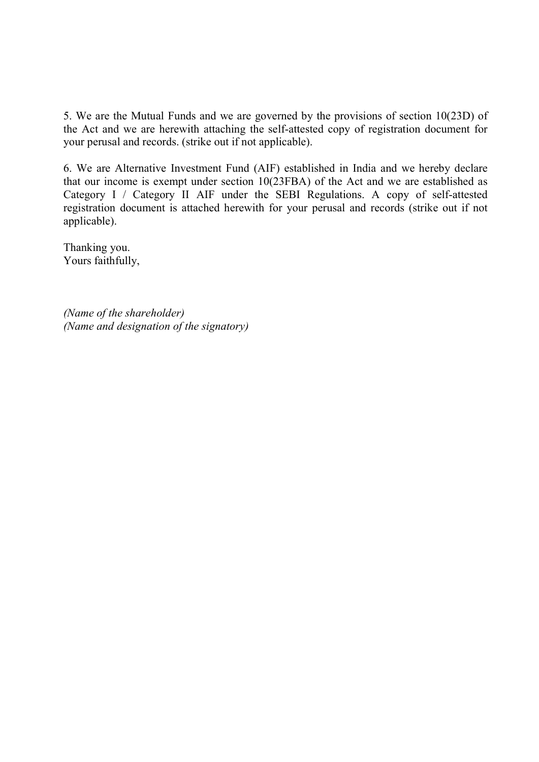5. We are the Mutual Funds and we are governed by the provisions of section 10(23D) of the Act and we are herewith attaching the self-attested copy of registration document for your perusal and records. (strike out if not applicable).

6. We are Alternative Investment Fund (AIF) established in India and we hereby declare that our income is exempt under section 10(23FBA) of the Act and we are established as Category I / Category II AIF under the SEBI Regulations. A copy of self-attested registration document is attached herewith for your perusal and records (strike out if not applicable).

Thanking you.
Yours faithfully,

*(Name of the shareholder)*
*(Name and designation of the signatory)*